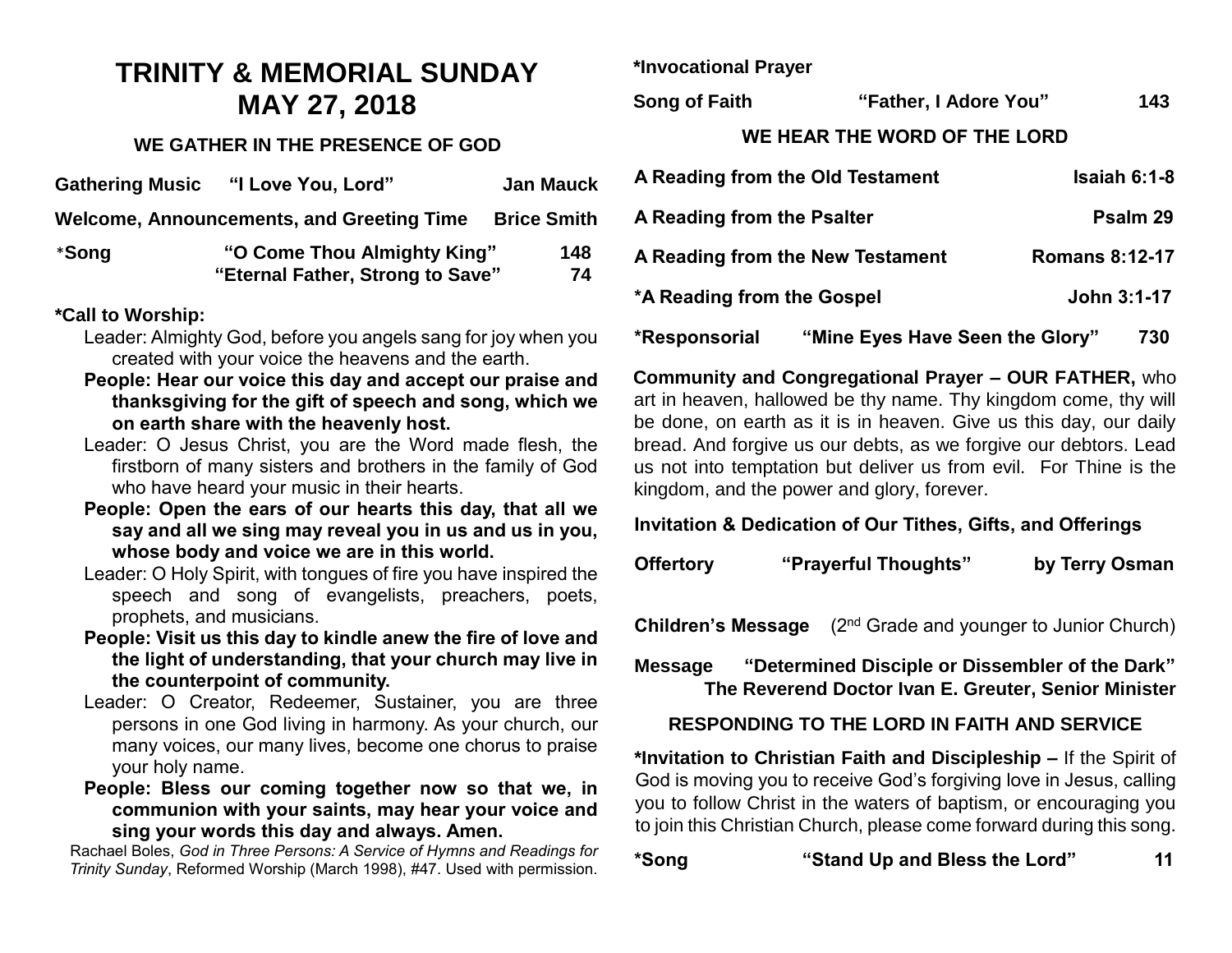# TRINITY & MEMORIAL SUNDAY
# MAY 27, 2018

### WE GATHER IN THE PRESENCE OF GOD

**Gathering Music** **"I Love You, Lord"** **Jan Mauck**

**Welcome, Announcements, and Greeting Time** **Brice Smith**

***Song** **"O Come Thou Almighty King"** **148**
**"Eternal Father, Strong to Save"** **74**

***Call to Worship:**

Leader: Almighty God, before you angels sang for joy when you created with your voice the heavens and the earth.

**People: Hear our voice this day and accept our praise and thanksgiving for the gift of speech and song, which we on earth share with the heavenly host.**

Leader: O Jesus Christ, you are the Word made flesh, the firstborn of many sisters and brothers in the family of God who have heard your music in their hearts.

**People: Open the ears of our hearts this day, that all we say and all we sing may reveal you in us and us in you, whose body and voice we are in this world.**

Leader: O Holy Spirit, with tongues of fire you have inspired the speech and song of evangelists, preachers, poets, prophets, and musicians.

**People: Visit us this day to kindle anew the fire of love and the light of understanding, that your church may live in the counterpoint of community.**

Leader: O Creator, Redeemer, Sustainer, you are three persons in one God living in harmony. As your church, our many voices, our many lives, become one chorus to praise your holy name.

**People: Bless our coming together now so that we, in communion with your saints, may hear your voice and sing your words this day and always. Amen.**

Rachael Boles, *God in Three Persons: A Service of Hymns and Readings for Trinity Sunday*, Reformed Worship (March 1998), #47. Used with permission.

***Invocational Prayer**

**Song of Faith** **"Father, I Adore You"** **143**

### WE HEAR THE WORD OF THE LORD

**A Reading from the Old Testament** **Isaiah 6:1-8**

**A Reading from the Psalter** **Psalm 29**

**A Reading from the New Testament** **Romans 8:12-17**

***A Reading from the Gospel** **John 3:1-17**

***Responsorial** **"Mine Eyes Have Seen the Glory"** **730**

**Community and Congregational Prayer – OUR FATHER,** who art in heaven, hallowed be thy name. Thy kingdom come, thy will be done, on earth as it is in heaven. Give us this day, our daily bread. And forgive us our debts, as we forgive our debtors. Lead us not into temptation but deliver us from evil. For Thine is the kingdom, and the power and glory, forever.

**Invitation & Dedication of Our Tithes, Gifts, and Offerings**

**Offertory** **"Prayerful Thoughts"** **by Terry Osman**

**Children's Message** (2nd Grade and younger to Junior Church)

**Message** **"Determined Disciple or Dissembler of the Dark"**
**The Reverend Doctor Ivan E. Greuter, Senior Minister**

### RESPONDING TO THE LORD IN FAITH AND SERVICE

***Invitation to Christian Faith and Discipleship –** If the Spirit of God is moving you to receive God's forgiving love in Jesus, calling you to follow Christ in the waters of baptism, or encouraging you to join this Christian Church, please come forward during this song.

***Song** **"Stand Up and Bless the Lord"** **11**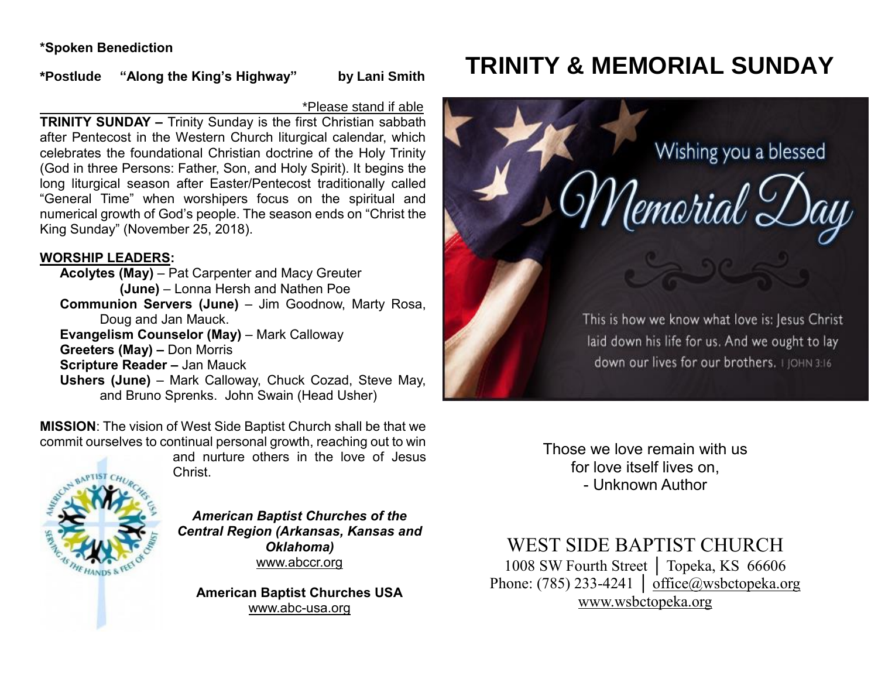**\*Spoken Benediction**

**\*Postlude "Along the King's Highway" by Lani Smith**

\*Please stand if able

**TRINITY SUNDAY –** Trinity Sunday is the first Christian sabbath after Pentecost in the Western Church liturgical calendar, which celebrates the foundational Christian doctrine of the Holy Trinity (God in three Persons: Father, Son, and Holy Spirit). It begins the long liturgical season after Easter/Pentecost traditionally called "General Time" when worshipers focus on the spiritual and numerical growth of God's people. The season ends on "Christ the King Sunday" (November 25, 2018).

**WORSHIP LEADERS:**

**Acolytes (May)** – Pat Carpenter and Macy Greuter
**(June)** – Lonna Hersh and Nathen Poe
**Communion Servers (June)** – Jim Goodnow, Marty Rosa, Doug and Jan Mauck.
**Evangelism Counselor (May)** – Mark Calloway
**Greeters (May) –** Don Morris
**Scripture Reader –** Jan Mauck
**Ushers (June)** – Mark Calloway, Chuck Cozad, Steve May, and Bruno Sprenks. John Swain (Head Usher)

**MISSION**: The vision of West Side Baptist Church shall be that we commit ourselves to continual personal growth, reaching out to win and nurture others in the love of Jesus Christ.

***American Baptist Churches of the Central Region (Arkansas, Kansas and Oklahoma)***
www.abccr.org

**American Baptist Churches USA**
www.abc-usa.org

# TRINITY & MEMORIAL SUNDAY

Those we love remain with us
for love itself lives on,
- Unknown Author

WEST SIDE BAPTIST CHURCH
1008 SW Fourth Street | Topeka, KS 66606
Phone: (785) 233-4241 | office@wsbctopeka.org
www.wsbctopeka.org